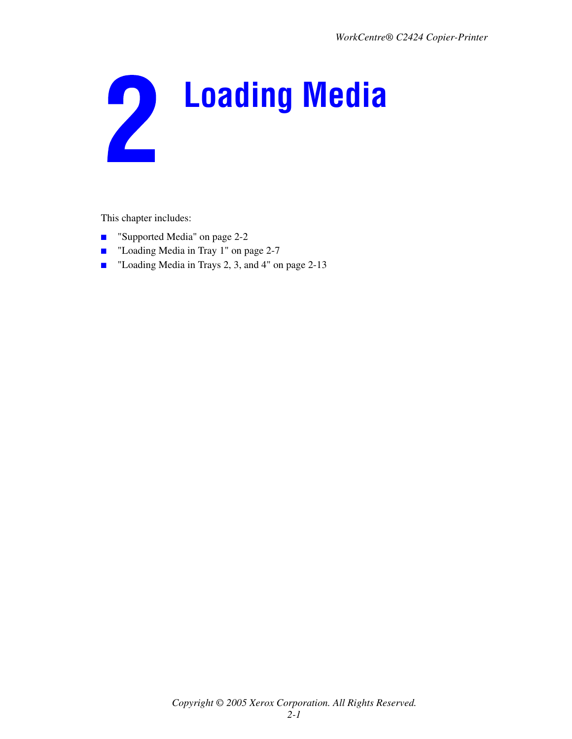# 2 Loading Media

This chapter includes:

- "Supported Media" on page 2-2
- "Loading Media in Tray 1" on page 2-7
- "Loading Media in Trays 2, 3, and 4" on page 2-13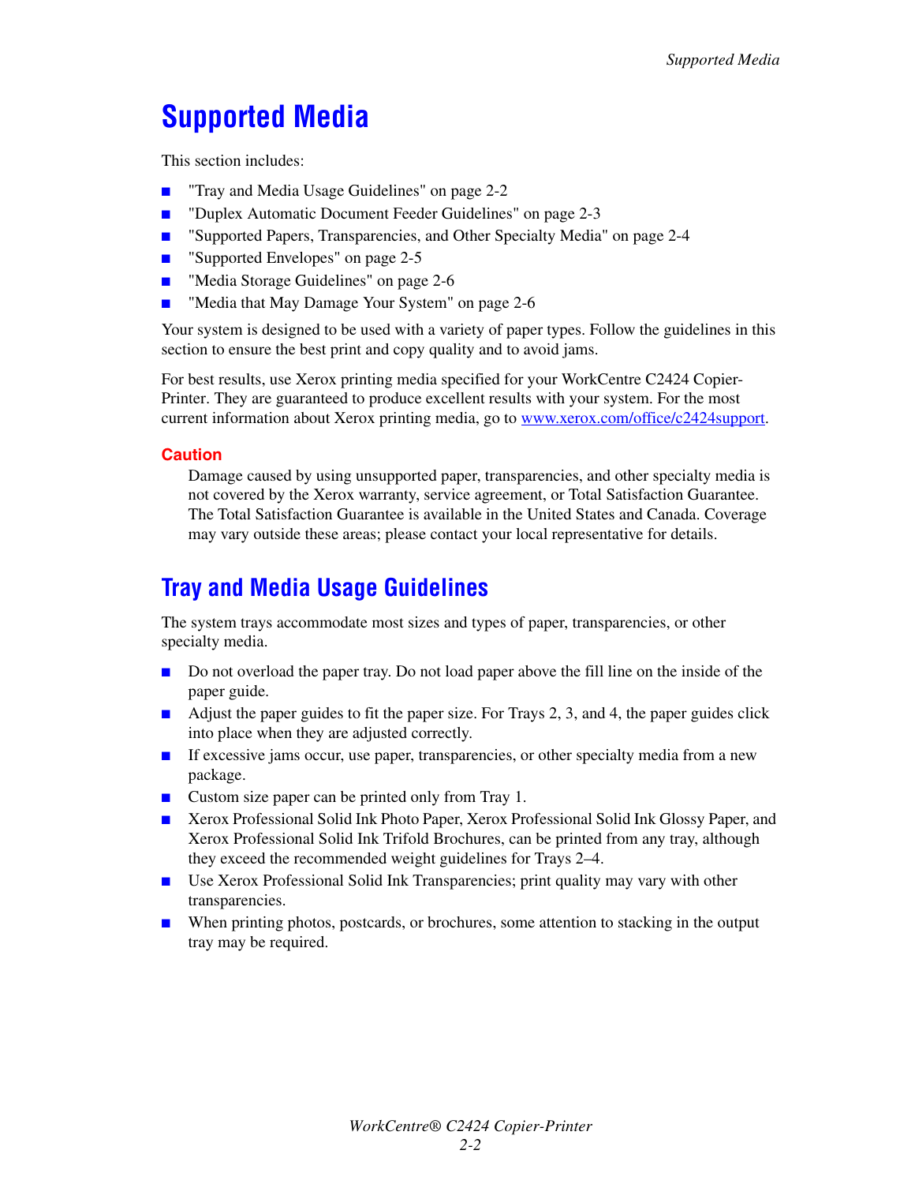# Supported Media

This section includes:

- "Tray and Media Usage Guidelines" on page 2-2
- "Duplex Automatic Document Feeder Guidelines" on page 2-3
- "Supported Papers, Transparencies, and Other Specialty Media" on page 2-4
- "Supported Envelopes" on page 2-5
- "Media Storage Guidelines" on page 2-6
- "Media that May Damage Your System" on page 2-6

Your system is designed to be used with a variety of paper types. Follow the guidelines in this section to ensure the best print and copy quality and to avoid jams.

For best results, use Xerox printing media specified for your WorkCentre C2424 Copier-Printer. They are guaranteed to produce excellent results with your system. For the most current information about Xerox printing media, go to www.xerox.com/office/c2424support.

**Caution**

Damage caused by using unsupported paper, transparencies, and other specialty media is not covered by the Xerox warranty, service agreement, or Total Satisfaction Guarantee. The Total Satisfaction Guarantee is available in the United States and Canada. Coverage may vary outside these areas; please contact your local representative for details.

## Tray and Media Usage Guidelines

The system trays accommodate most sizes and types of paper, transparencies, or other specialty media.

- Do not overload the paper tray. Do not load paper above the fill line on the inside of the paper guide.
- Adjust the paper guides to fit the paper size. For Trays 2, 3, and 4, the paper guides click into place when they are adjusted correctly.
- If excessive jams occur, use paper, transparencies, or other specialty media from a new package.
- Custom size paper can be printed only from Tray 1.
- Xerox Professional Solid Ink Photo Paper, Xerox Professional Solid Ink Glossy Paper, and Xerox Professional Solid Ink Trifold Brochures, can be printed from any tray, although they exceed the recommended weight guidelines for Trays 2–4.
- Use Xerox Professional Solid Ink Transparencies; print quality may vary with other transparencies.
- When printing photos, postcards, or brochures, some attention to stacking in the output tray may be required.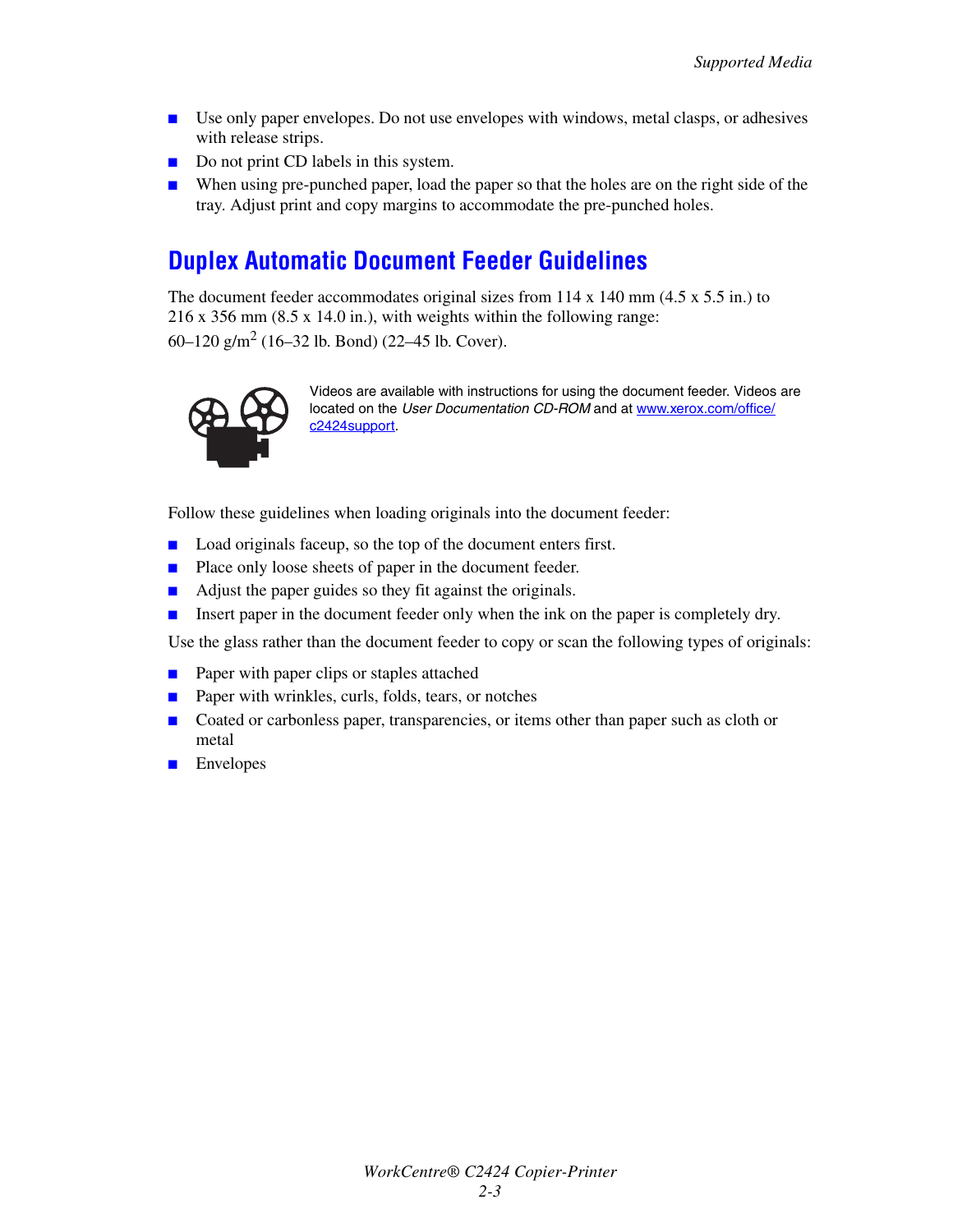- Use only paper envelopes. Do not use envelopes with windows, metal clasps, or adhesives with release strips.
- Do not print CD labels in this system.
- When using pre-punched paper, load the paper so that the holes are on the right side of the tray. Adjust print and copy margins to accommodate the pre-punched holes.

## Duplex Automatic Document Feeder Guidelines

The document feeder accommodates original sizes from 114 x 140 mm (4.5 x 5.5 in.) to 216 x 356 mm (8.5 x 14.0 in.), with weights within the following range: 60–120 g/m$^2$ (16–32 lb. Bond) (22–45 lb. Cover).

Videos are available with instructions for using the document feeder. Videos are located on the *User Documentation CD-ROM* and at [www.xerox.com/office/c2424support](www.xerox.com/office/c2424support).

Follow these guidelines when loading originals into the document feeder:

- Load originals faceup, so the top of the document enters first.
- Place only loose sheets of paper in the document feeder.
- Adjust the paper guides so they fit against the originals.
- Insert paper in the document feeder only when the ink on the paper is completely dry.

Use the glass rather than the document feeder to copy or scan the following types of originals:

- Paper with paper clips or staples attached
- Paper with wrinkles, curls, folds, tears, or notches
- Coated or carbonless paper, transparencies, or items other than paper such as cloth or metal
- Envelopes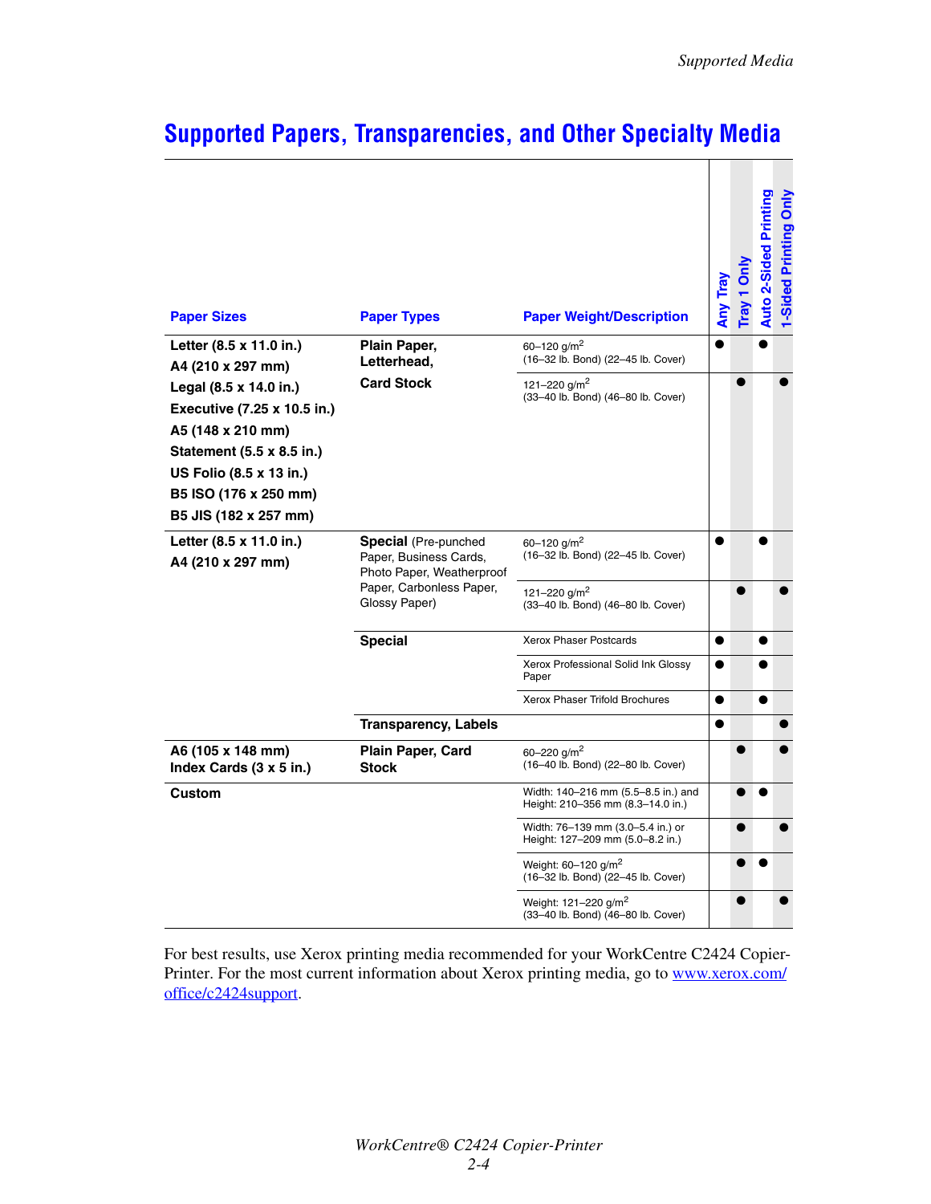## Supported Papers, Transparencies, and Other Specialty Media

| Paper Sizes | Paper Types | Paper Weight/Description | Any Tray | Tray 1 Only | Auto 2-Sided Printing | 1-Sided Printing Only |
|---|---|---|---|---|---|---|
| **Letter (8.5 x 11.0 in.)**<br>**A4 (210 x 297 mm)**<br>**Legal (8.5 x 14.0 in.)**<br>**Executive (7.25 x 10.5 in.)**<br>**A5 (148 x 210 mm)**<br>**Statement (5.5 x 8.5 in.)**<br>**US Folio (8.5 x 13 in.)**<br>**B5 ISO (176 x 250 mm)**<br>**B5 JIS (182 x 257 mm)** | **Plain Paper, Letterhead,** | 60–120 g/m$^2$ (16–32 lb. Bond) (22–45 lb. Cover) | ● | | ● | |
| | **Card Stock** | 121–220 g/m$^2$ (33–40 lb. Bond) (46–80 lb. Cover) | | ● | | ● |
| **Letter (8.5 x 11.0 in.)**<br>**A4 (210 x 297 mm)** | **Special** (Pre-punched Paper, Business Cards, Photo Paper, Weatherproof Paper, Carbonless Paper, Glossy Paper) | 60–120 g/m$^2$ (16–32 lb. Bond) (22–45 lb. Cover) | ● | | ● | |
| | | 121–220 g/m$^2$ (33–40 lb. Bond) (46–80 lb. Cover) | | ● | | ● |
| | **Special** | Xerox Phaser Postcards | ● | | ● | |
| | | Xerox Professional Solid Ink Glossy Paper | ● | | ● | |
| | | Xerox Phaser Trifold Brochures | ● | | ● | |
| | **Transparency, Labels** | | ● | | | ● |
| **A6 (105 x 148 mm)**<br>**Index Cards (3 x 5 in.)** | **Plain Paper, Card Stock** | 60–220 g/m$^2$ (16–40 lb. Bond) (22–80 lb. Cover) | | ● | | ● |
| **Custom** | | Width: 140–216 mm (5.5–8.5 in.) and Height: 210–356 mm (8.3–14.0 in.) | | ● | ● | |
| | | Width: 76–139 mm (3.0–5.4 in.) or Height: 127–209 mm (5.0–8.2 in.) | | ● | | ● |
| | | Weight: 60–120 g/m$^2$ (16–32 lb. Bond) (22–45 lb. Cover) | | ● | ● | |
| | | Weight: 121–220 g/m$^2$ (33–40 lb. Bond) (46–80 lb. Cover) | | ● | | ● |

For best results, use Xerox printing media recommended for your WorkCentre C2424 Copier-Printer. For the most current information about Xerox printing media, go to www.xerox.com/office/c2424support.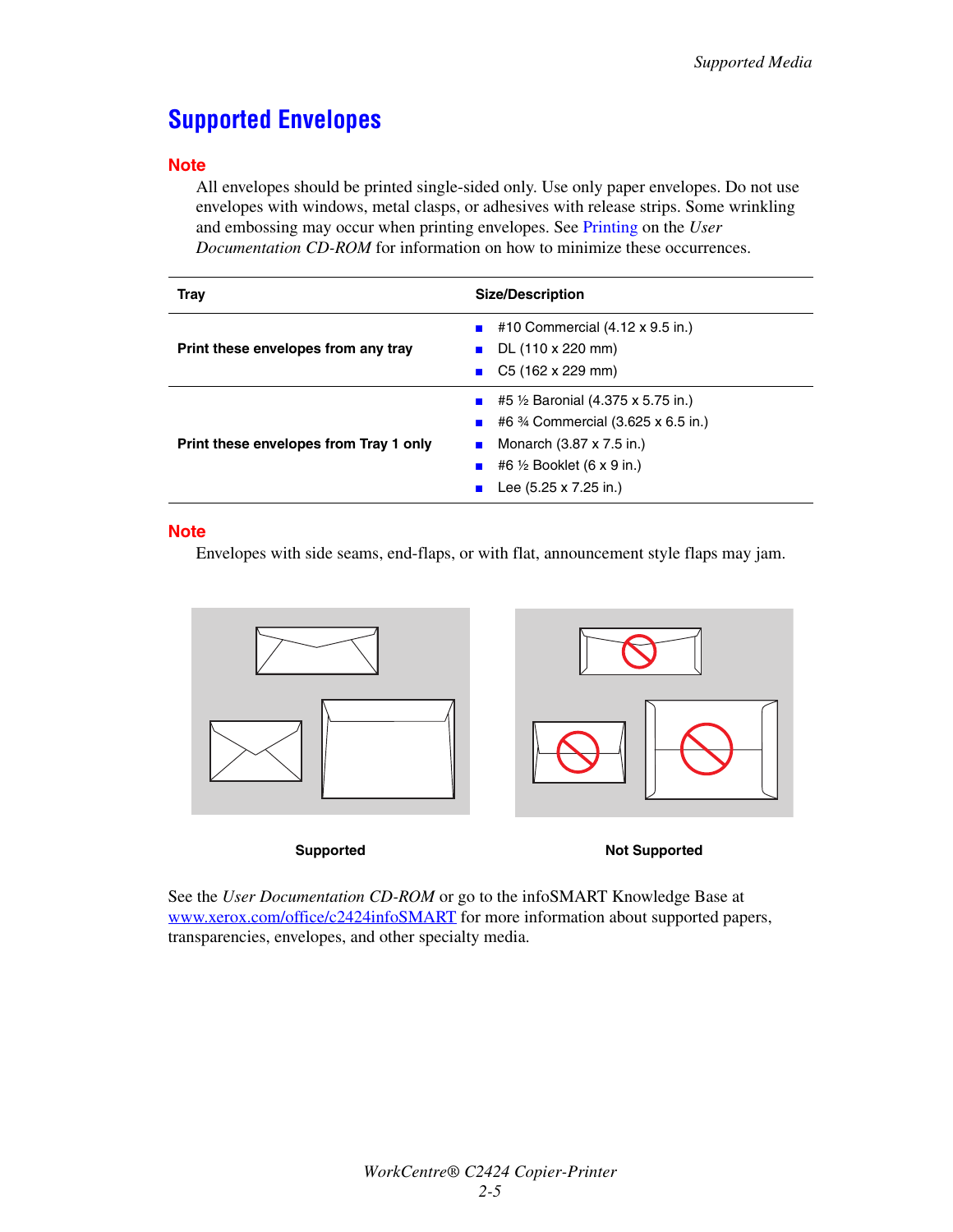## Supported Envelopes

**Note**

All envelopes should be printed single-sided only. Use only paper envelopes. Do not use envelopes with windows, metal clasps, or adhesives with release strips. Some wrinkling and embossing may occur when printing envelopes. See Printing on the *User Documentation CD-ROM* for information on how to minimize these occurrences.

| Tray | Size/Description |
|---|---|
| **Print these envelopes from any tray** | ■ #10 Commercial (4.12 x 9.5 in.)<br>■ DL (110 x 220 mm)<br>■ C5 (162 x 229 mm) |
| **Print these envelopes from Tray 1 only** | ■ #5 ½ Baronial (4.375 x 5.75 in.)<br>■ #6 ¾ Commercial (3.625 x 6.5 in.)<br>■ Monarch (3.87 x 7.5 in.)<br>■ #6 ½ Booklet (6 x 9 in.)<br>■ Lee (5.25 x 7.25 in.) |

**Note**

Envelopes with side seams, end-flaps, or with flat, announcement style flaps may jam.

**Supported** **Not Supported**

See the *User Documentation CD-ROM* or go to the infoSMART Knowledge Base at www.xerox.com/office/c2424infoSMART for more information about supported papers, transparencies, envelopes, and other specialty media.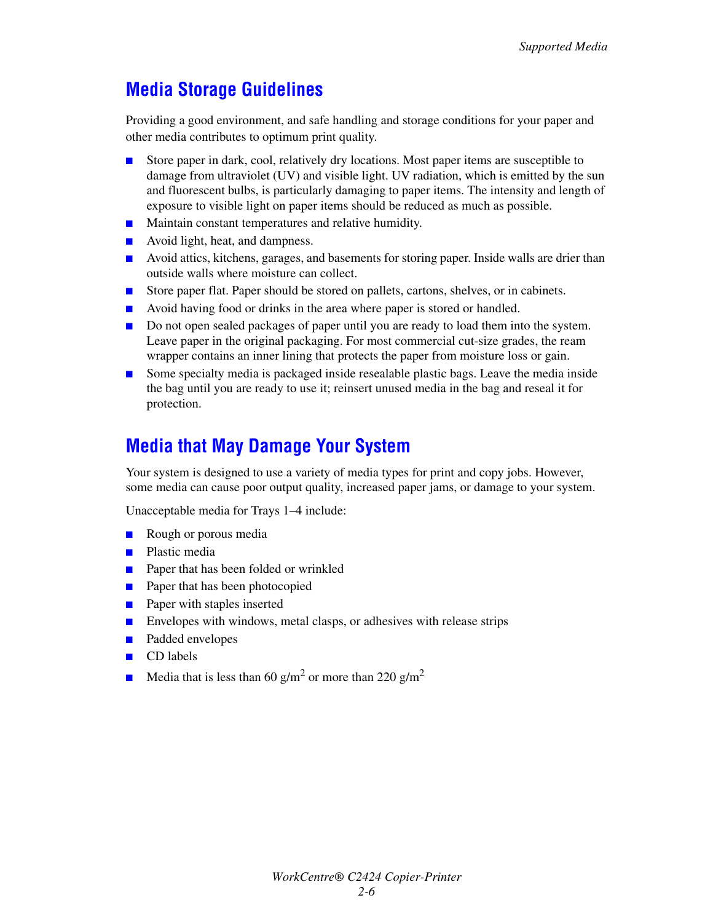## Media Storage Guidelines

Providing a good environment, and safe handling and storage conditions for your paper and other media contributes to optimum print quality.

- Store paper in dark, cool, relatively dry locations. Most paper items are susceptible to damage from ultraviolet (UV) and visible light. UV radiation, which is emitted by the sun and fluorescent bulbs, is particularly damaging to paper items. The intensity and length of exposure to visible light on paper items should be reduced as much as possible.
- Maintain constant temperatures and relative humidity.
- Avoid light, heat, and dampness.
- Avoid attics, kitchens, garages, and basements for storing paper. Inside walls are drier than outside walls where moisture can collect.
- Store paper flat. Paper should be stored on pallets, cartons, shelves, or in cabinets.
- Avoid having food or drinks in the area where paper is stored or handled.
- Do not open sealed packages of paper until you are ready to load them into the system. Leave paper in the original packaging. For most commercial cut-size grades, the ream wrapper contains an inner lining that protects the paper from moisture loss or gain.
- Some specialty media is packaged inside resealable plastic bags. Leave the media inside the bag until you are ready to use it; reinsert unused media in the bag and reseal it for protection.

## Media that May Damage Your System

Your system is designed to use a variety of media types for print and copy jobs. However, some media can cause poor output quality, increased paper jams, or damage to your system.

Unacceptable media for Trays 1–4 include:

- Rough or porous media
- Plastic media
- Paper that has been folded or wrinkled
- Paper that has been photocopied
- Paper with staples inserted
- Envelopes with windows, metal clasps, or adhesives with release strips
- Padded envelopes
- CD labels
- Media that is less than 60 $g/m^2$ or more than 220 $g/m^2$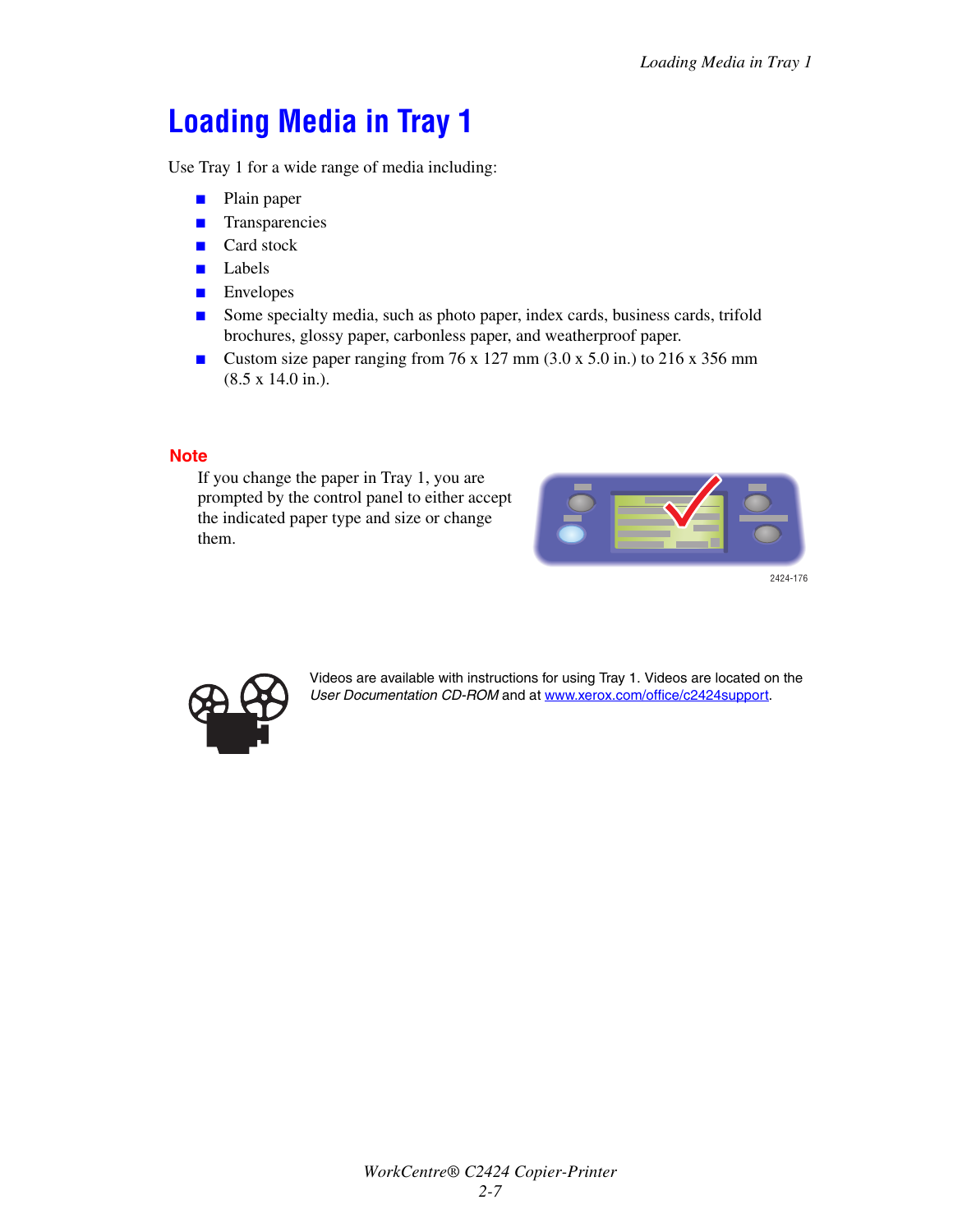# Loading Media in Tray 1

Use Tray 1 for a wide range of media including:

- Plain paper
- Transparencies
- Card stock
- Labels
- Envelopes
- Some specialty media, such as photo paper, index cards, business cards, trifold brochures, glossy paper, carbonless paper, and weatherproof paper.
- Custom size paper ranging from 76 x 127 mm (3.0 x 5.0 in.) to 216 x 356 mm (8.5 x 14.0 in.).

**Note**

If you change the paper in Tray 1, you are prompted by the control panel to either accept the indicated paper type and size or change them.

2424-176

Videos are available with instructions for using Tray 1. Videos are located on the *User Documentation CD-ROM* and at www.xerox.com/office/c2424support.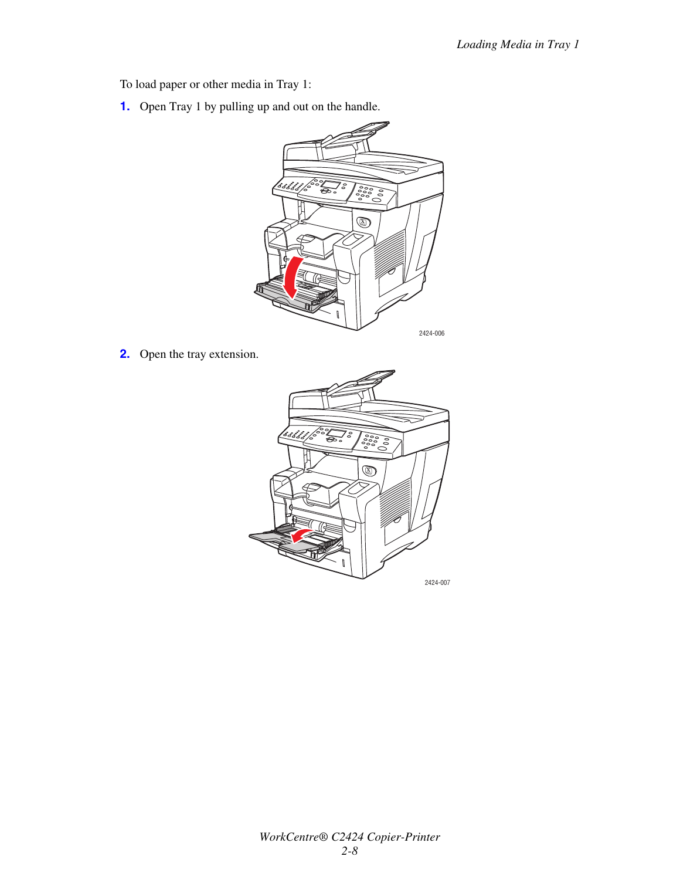To load paper or other media in Tray 1:

1. Open Tray 1 by pulling up and out on the handle.

2424-006

2. Open the tray extension.

2424-007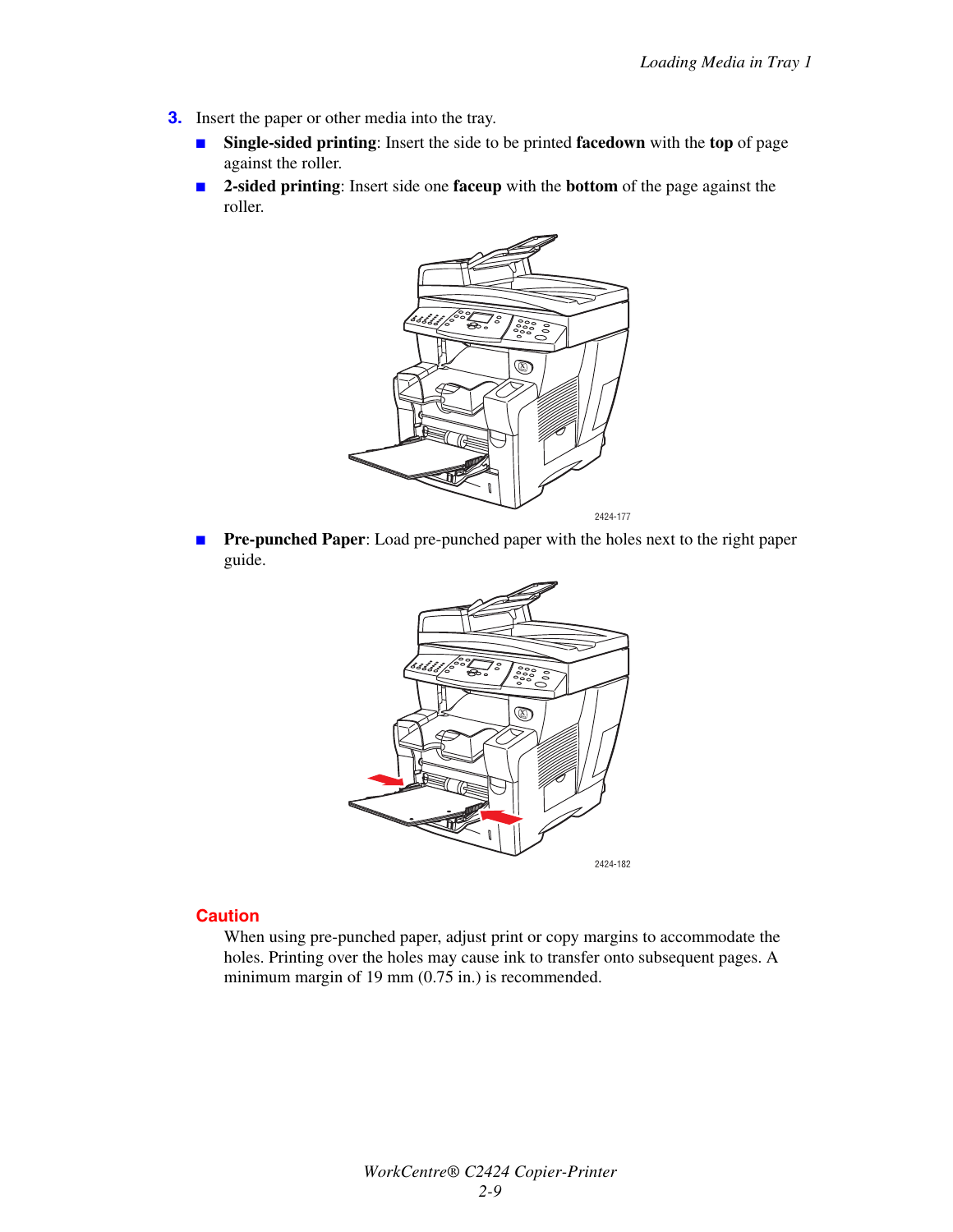3. Insert the paper or other media into the tray.
   - **Single-sided printing**: Insert the side to be printed **facedown** with the **top** of page against the roller.
   - **2-sided printing**: Insert side one **faceup** with the **bottom** of the page against the roller.

2424-177

   - **Pre-punched Paper**: Load pre-punched paper with the holes next to the right paper guide.

2424-182

**Caution**

When using pre-punched paper, adjust print or copy margins to accommodate the holes. Printing over the holes may cause ink to transfer onto subsequent pages. A minimum margin of 19 mm (0.75 in.) is recommended.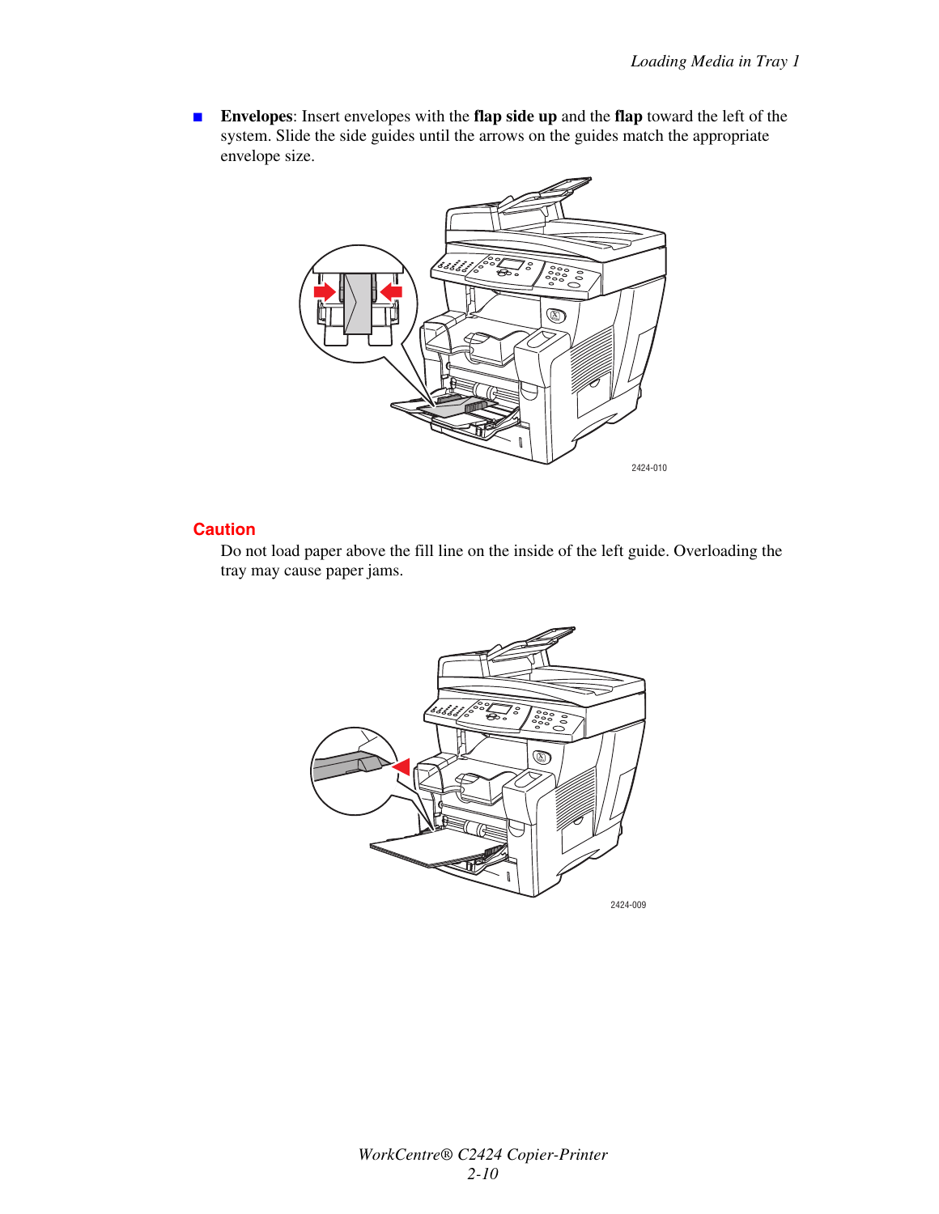- **Envelopes**: Insert envelopes with the **flap side up** and the **flap** toward the left of the system. Slide the side guides until the arrows on the guides match the appropriate envelope size.

2424-010

**Caution**

Do not load paper above the fill line on the inside of the left guide. Overloading the tray may cause paper jams.

2424-009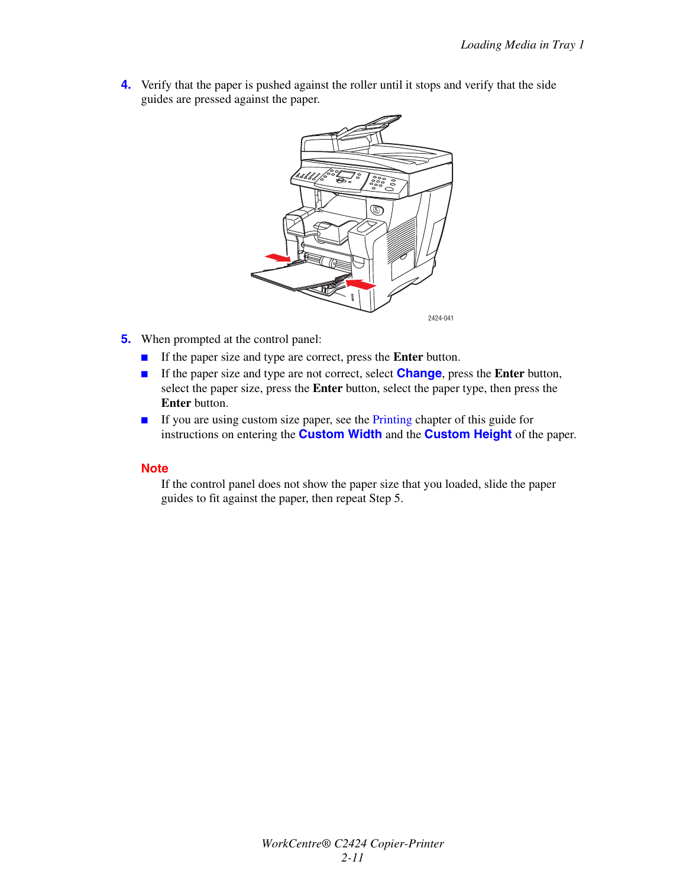4. Verify that the paper is pushed against the roller until it stops and verify that the side guides are pressed against the paper.

2424-041

5. When prompted at the control panel:
   - If the paper size and type are correct, press the **Enter** button.
   - If the paper size and type are not correct, select **Change**, press the **Enter** button, select the paper size, press the **Enter** button, select the paper type, then press the **Enter** button.
   - If you are using custom size paper, see the Printing chapter of this guide for instructions on entering the **Custom Width** and the **Custom Height** of the paper.

**Note**

If the control panel does not show the paper size that you loaded, slide the paper guides to fit against the paper, then repeat Step 5.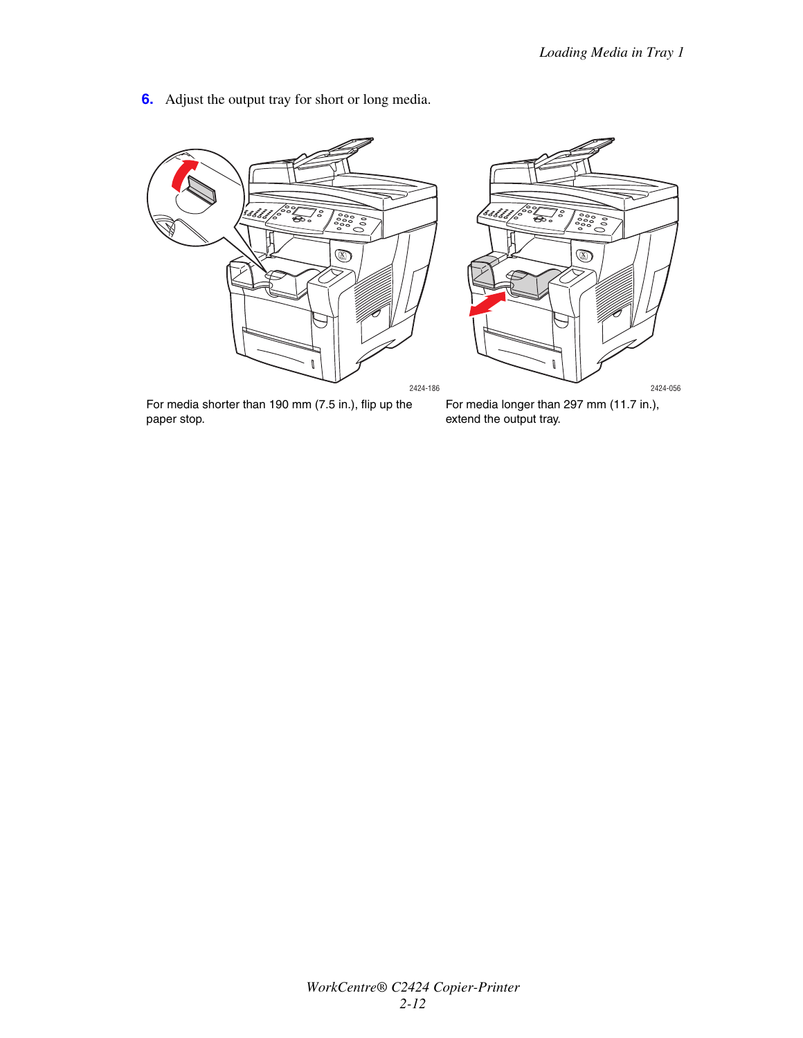6. Adjust the output tray for short or long media.

2424-186

For media shorter than 190 mm (7.5 in.), flip up the paper stop.

2424-056

For media longer than 297 mm (11.7 in.), extend the output tray.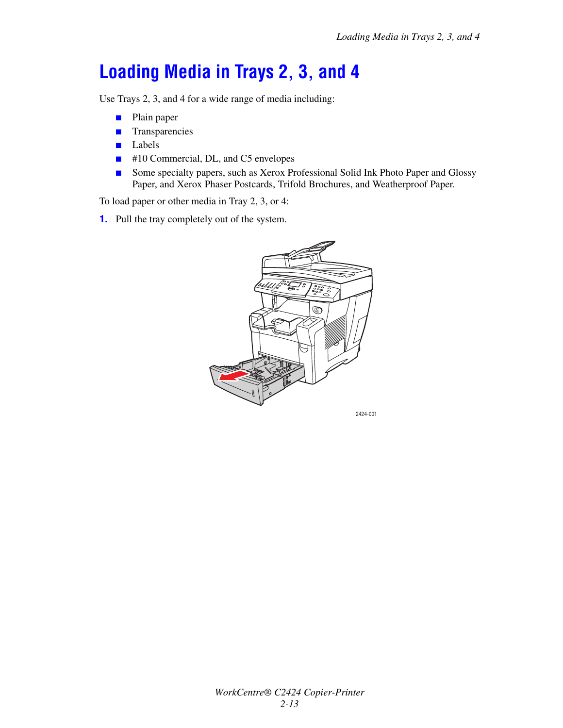# Loading Media in Trays 2, 3, and 4

Use Trays 2, 3, and 4 for a wide range of media including:

- Plain paper
- Transparencies
- Labels
- #10 Commercial, DL, and C5 envelopes
- Some specialty papers, such as Xerox Professional Solid Ink Photo Paper and Glossy Paper, and Xerox Phaser Postcards, Trifold Brochures, and Weatherproof Paper.

To load paper or other media in Tray 2, 3, or 4:

1. Pull the tray completely out of the system.

2424-001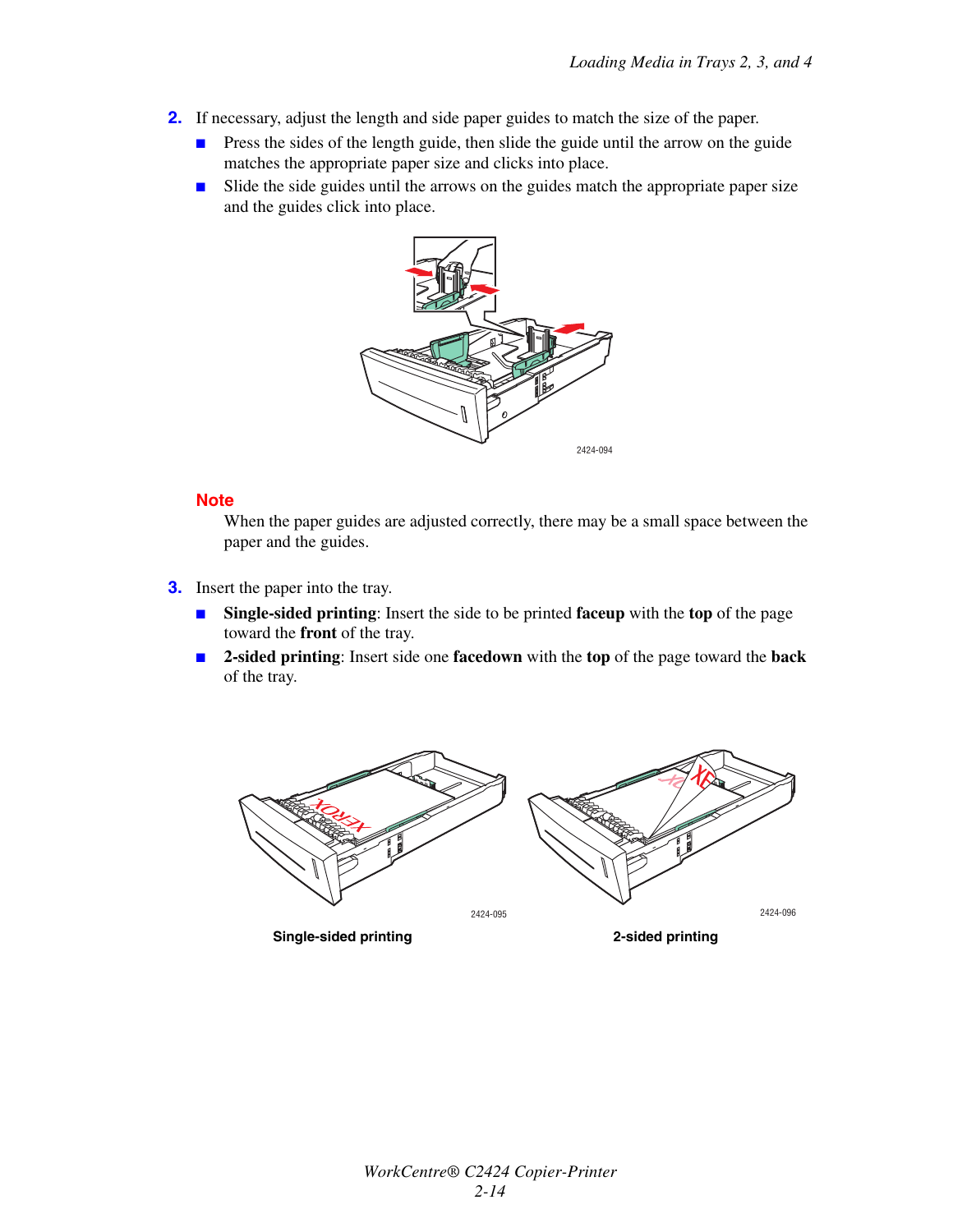2. If necessary, adjust the length and side paper guides to match the size of the paper.
   - Press the sides of the length guide, then slide the guide until the arrow on the guide matches the appropriate paper size and clicks into place.
   - Slide the side guides until the arrows on the guides match the appropriate paper size and the guides click into place.

2424-094

**Note**

When the paper guides are adjusted correctly, there may be a small space between the paper and the guides.

3. Insert the paper into the tray.
   - **Single-sided printing**: Insert the side to be printed **faceup** with the **top** of the page toward the **front** of the tray.
   - **2-sided printing**: Insert side one **facedown** with the **top** of the page toward the **back** of the tray.

2424-095

**Single-sided printing**

2424-096

**2-sided printing**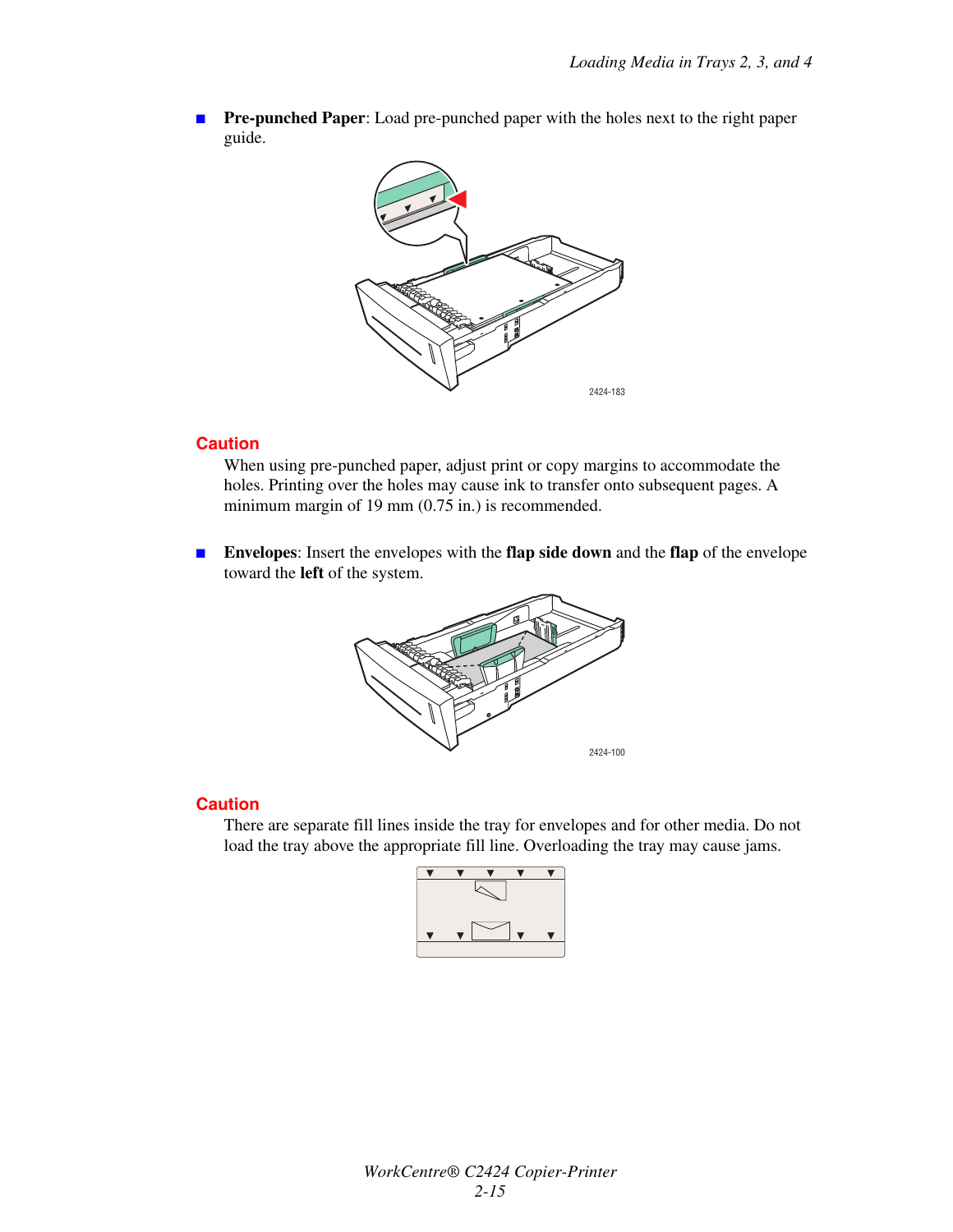- **Pre-punched Paper**: Load pre-punched paper with the holes next to the right paper guide.

2424-183

**Caution**

When using pre-punched paper, adjust print or copy margins to accommodate the holes. Printing over the holes may cause ink to transfer onto subsequent pages. A minimum margin of 19 mm (0.75 in.) is recommended.

- **Envelopes**: Insert the envelopes with the **flap side down** and the **flap** of the envelope toward the **left** of the system.

2424-100

**Caution**

There are separate fill lines inside the tray for envelopes and for other media. Do not load the tray above the appropriate fill line. Overloading the tray may cause jams.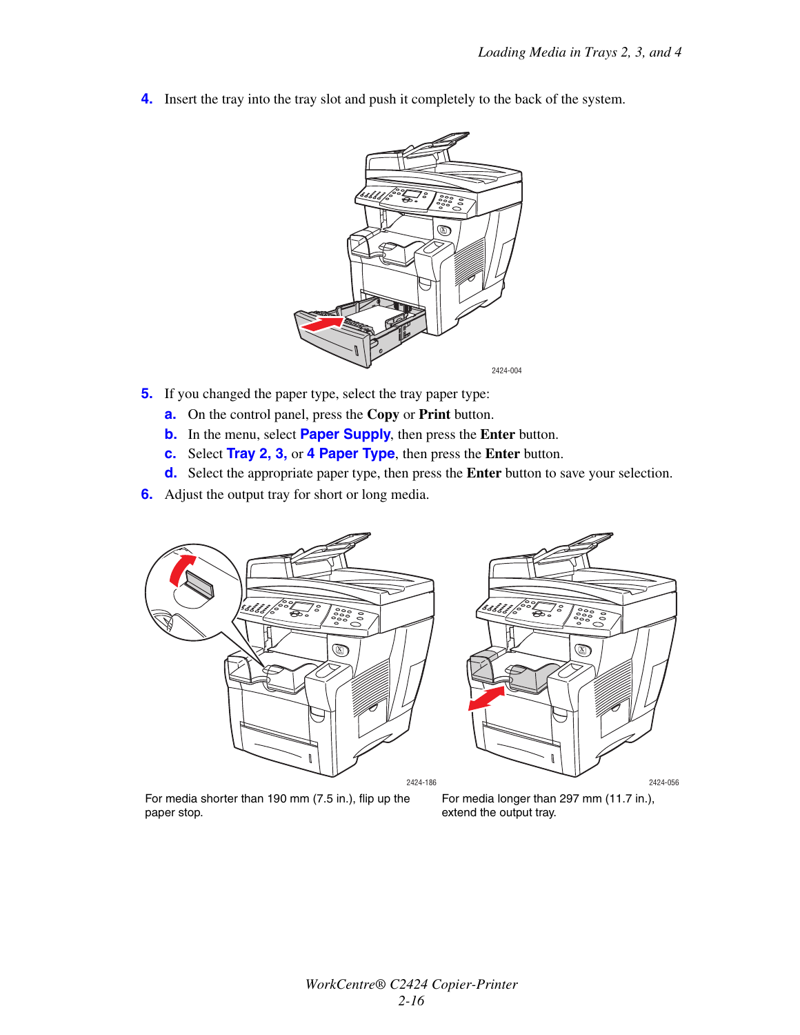4. Insert the tray into the tray slot and push it completely to the back of the system.

2424-004

5. If you changed the paper type, select the tray paper type:
   a. On the control panel, press the **Copy** or **Print** button.
   b. In the menu, select **Paper Supply**, then press the **Enter** button.
   c. Select **Tray 2, 3,** or **4 Paper Type**, then press the **Enter** button.
   d. Select the appropriate paper type, then press the **Enter** button to save your selection.
6. Adjust the output tray for short or long media.

2424-186

For media shorter than 190 mm (7.5 in.), flip up the paper stop.

2424-056

For media longer than 297 mm (11.7 in.), extend the output tray.